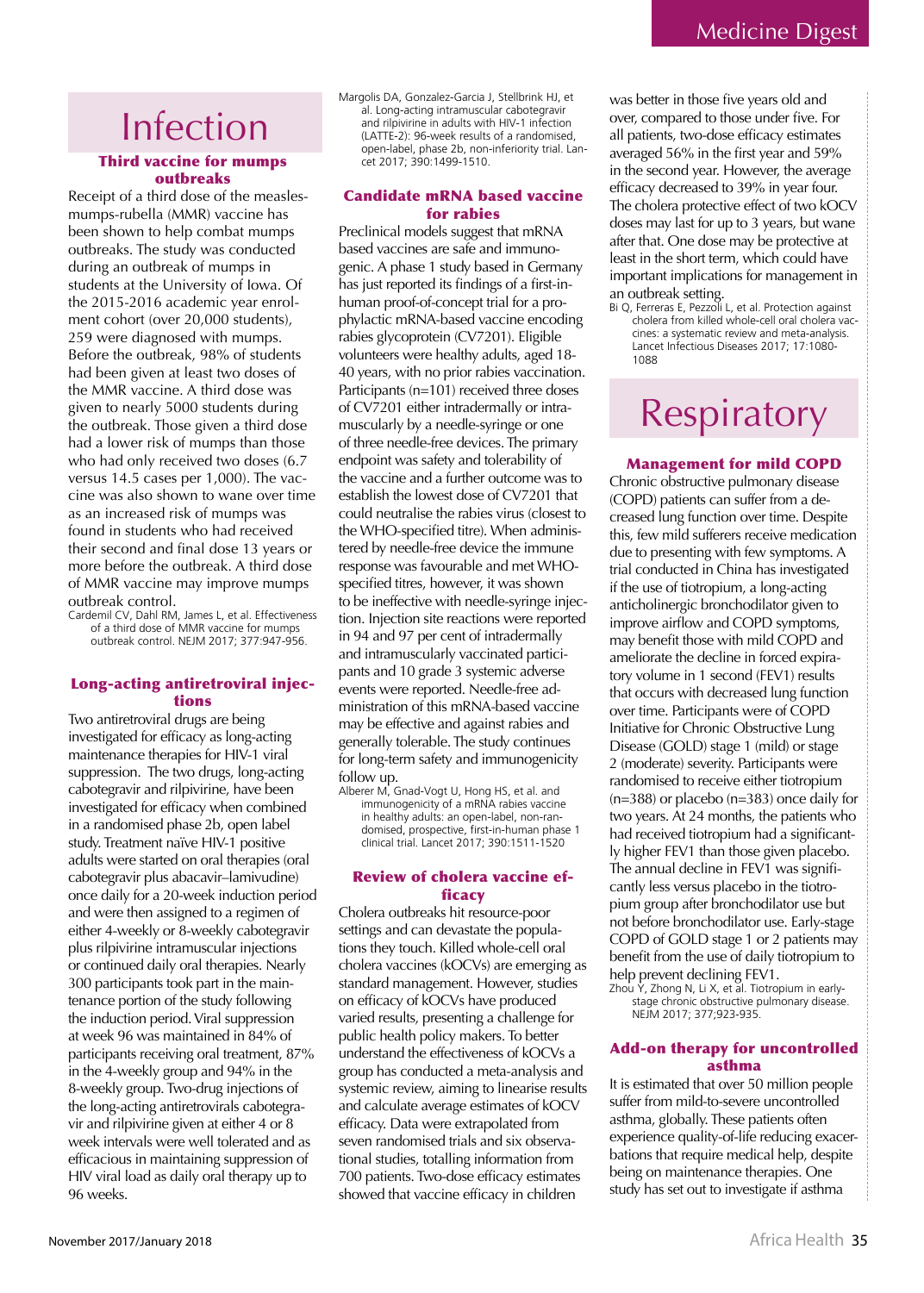# Infection

### Third vaccine for mumps outbreaks

Receipt of a third dose of the measles-mumps-rubella (MMR) vaccine has been shown to help combat mumps outbreaks. The study was conducted during an outbreak of mumps in students at the University of Iowa. Of the 2015-2016 academic year enrolment cohort (over 20,000 students), 259 were diagnosed with mumps. Before the outbreak, 98% of students had been given at least two doses of the MMR vaccine. A third dose was given to nearly 5000 students during the outbreak. Those given a third dose had a lower risk of mumps than those who had only received two doses (6.7 versus 14.5 cases per 1,000). The vaccine was also shown to wane over time as an increased risk of mumps was found in students who had received their second and final dose 13 years or more before the outbreak. A third dose of MMR vaccine may improve mumps outbreak control.

Cardemil CV, Dahl RM, James L, et al. Effectiveness of a third dose of MMR vaccine for mumps outbreak control. NEJM 2017; 377:947-956.

### Long-acting antiretroviral injections

Two antiretroviral drugs are being investigated for efficacy as long-acting maintenance therapies for HIV-1 viral suppression. The two drugs, long-acting cabotegravir and rilpivirine, have been investigated for efficacy when combined in a randomised phase 2b, open label study. Treatment naïve HIV-1 positive adults were started on oral therapies (oral cabotegravir plus abacavir–lamivudine) once daily for a 20-week induction period and were then assigned to a regimen of either 4-weekly or 8-weekly cabotegravir plus rilpivirine intramuscular injections or continued daily oral therapies. Nearly 300 participants took part in the maintenance portion of the study following the induction period. Viral suppression at week 96 was maintained in 84% of participants receiving oral treatment, 87% in the 4-weekly group and 94% in the 8-weekly group. Two-drug injections of the long-acting antiretrovirals cabotegravir and rilpivirine given at either 4 or 8 week intervals were well tolerated and as efficacious in maintaining suppression of HIV viral load as daily oral therapy up to 96 weeks.

Margolis DA, Gonzalez-Garcia J, Stellbrink HJ, et al. Long-acting intramuscular cabotegravir and rilpivirine in adults with HIV-1 infection (LATTE-2): 96-week results of a randomised, open-label, phase 2b, non-inferiority trial. Lancet 2017; 390:1499-1510.

### Candidate mRNA based vaccine for rabies

Preclinical models suggest that mRNA based vaccines are safe and immunogenic. A phase 1 study based in Germany has just reported its findings of a first-in-human proof-of-concept trial for a prophylactic mRNA-based vaccine encoding rabies glycoprotein (CV7201). Eligible volunteers were healthy adults, aged 18-40 years, with no prior rabies vaccination. Participants (n=101) received three doses of CV7201 either intradermally or intramuscularly by a needle-syringe or one of three needle-free devices. The primary endpoint was safety and tolerability of the vaccine and a further outcome was to establish the lowest dose of CV7201 that could neutralise the rabies virus (closest to the WHO-specified titre). When administered by needle-free device the immune response was favourable and met WHO-specified titres, however, it was shown to be ineffective with needle-syringe injection. Injection site reactions were reported in 94 and 97 per cent of intradermally and intramuscularly vaccinated participants and 10 grade 3 systemic adverse events were reported. Needle-free administration of this mRNA-based vaccine may be effective and against rabies and generally tolerable. The study continues for long-term safety and immunogenicity follow up.

Alberer M, Gnad-Vogt U, Hong HS, et al. and immunogenicity of a mRNA rabies vaccine in healthy adults: an open-label, non-randomised, prospective, first-in-human phase 1 clinical trial. Lancet 2017; 390:1511-1520

### Review of cholera vaccine efficacy

Cholera outbreaks hit resource-poor settings and can devastate the populations they touch. Killed whole-cell oral cholera vaccines (kOCVs) are emerging as standard management. However, studies on efficacy of kOCVs have produced varied results, presenting a challenge for public health policy makers. To better understand the effectiveness of kOCVs a group has conducted a meta-analysis and systemic review, aiming to linearise results and calculate average estimates of kOCV efficacy. Data were extrapolated from seven randomised trials and six observational studies, totalling information from 700 patients. Two-dose efficacy estimates showed that vaccine efficacy in children was better in those five years old and over, compared to those under five. For all patients, two-dose efficacy estimates averaged 56% in the first year and 59% in the second year. However, the average efficacy decreased to 39% in year four. The cholera protective effect of two kOCV doses may last for up to 3 years, but wane after that. One dose may be protective at least in the short term, which could have important implications for management in an outbreak setting.

Bi Q, Ferreras E, Pezzoli L, et al. Protection against cholera from killed whole-cell oral cholera vaccines: a systematic review and meta-analysis. Lancet Infectious Diseases 2017; 17:1080-1088

# Respiratory

### Management for mild COPD

Chronic obstructive pulmonary disease (COPD) patients can suffer from a decreased lung function over time. Despite this, few mild sufferers receive medication due to presenting with few symptoms. A trial conducted in China has investigated if the use of tiotropium, a long-acting anticholinergic bronchodilator given to improve airflow and COPD symptoms, may benefit those with mild COPD and ameliorate the decline in forced expiratory volume in 1 second (FEV1) results that occurs with decreased lung function over time. Participants were of COPD Initiative for Chronic Obstructive Lung Disease (GOLD) stage 1 (mild) or stage 2 (moderate) severity. Participants were randomised to receive either tiotropium (n=388) or placebo (n=383) once daily for two years. At 24 months, the patients who had received tiotropium had a significantly higher FEV1 than those given placebo. The annual decline in FEV1 was significantly less versus placebo in the tiotropium group after bronchodilator use but not before bronchodilator use. Early-stage COPD of GOLD stage 1 or 2 patients may benefit from the use of daily tiotropium to help prevent declining FEV1.

Zhou Y, Zhong N, Li X, et al. Tiotropium in early-stage chronic obstructive pulmonary disease. NEJM 2017; 377;923-935.

### Add-on therapy for uncontrolled asthma

It is estimated that over 50 million people suffer from mild-to-severe uncontrolled asthma, globally. These patients often experience quality-of-life reducing exacerbations that require medical help, despite being on maintenance therapies. One study has set out to investigate if asthma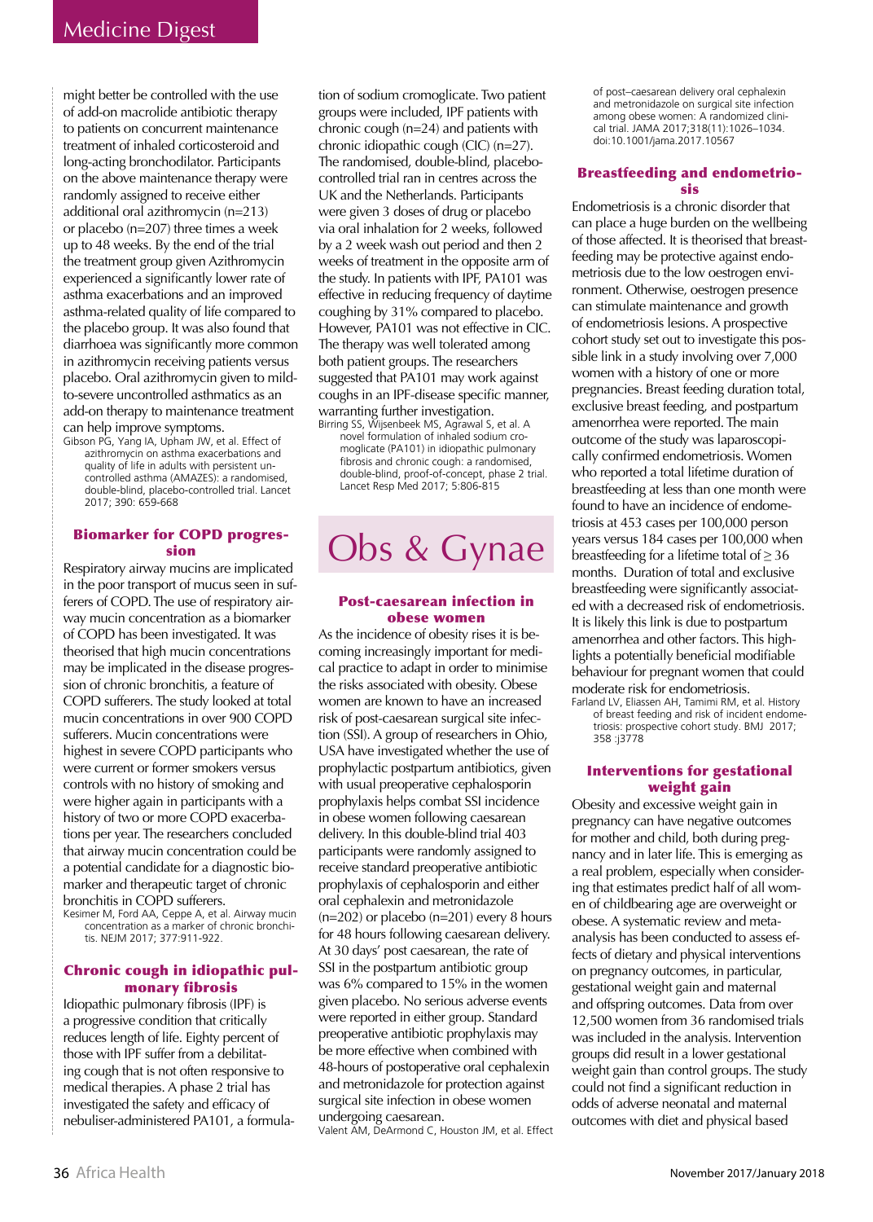might better be controlled with the use of add-on macrolide antibiotic therapy to patients on concurrent maintenance treatment of inhaled corticosteroid and long-acting bronchodilator. Participants on the above maintenance therapy were randomly assigned to receive either additional oral azithromycin (n=213) or placebo (n=207) three times a week up to 48 weeks. By the end of the trial the treatment group given Azithromycin experienced a significantly lower rate of asthma exacerbations and an improved asthma-related quality of life compared to the placebo group. It was also found that diarrhoea was significantly more common in azithromycin receiving patients versus placebo. Oral azithromycin given to mild-to-severe uncontrolled asthmatics as an add-on therapy to maintenance treatment can help improve symptoms.

Gibson PG, Yang IA, Upham JW, et al. Effect of azithromycin on asthma exacerbations and quality of life in adults with persistent uncontrolled asthma (AMAZES): a randomised, double-blind, placebo-controlled trial. Lancet 2017; 390: 659-668

### Biomarker for COPD progression

Respiratory airway mucins are implicated in the poor transport of mucus seen in sufferers of COPD. The use of respiratory airway mucin concentration as a biomarker of COPD has been investigated. It was theorised that high mucin concentrations may be implicated in the disease progression of chronic bronchitis, a feature of COPD sufferers. The study looked at total mucin concentrations in over 900 COPD sufferers. Mucin concentrations were highest in severe COPD participants who were current or former smokers versus controls with no history of smoking and were higher again in participants with a history of two or more COPD exacerbations per year. The researchers concluded that airway mucin concentration could be a potential candidate for a diagnostic biomarker and therapeutic target of chronic bronchitis in COPD sufferers.

Kesimer M, Ford AA, Ceppe A, et al. Airway mucin concentration as a marker of chronic bronchitis. NEJM 2017; 377:911-922.

### Chronic cough in idiopathic pulmonary fibrosis

Idiopathic pulmonary fibrosis (IPF) is a progressive condition that critically reduces length of life. Eighty percent of those with IPF suffer from a debilitating cough that is not often responsive to medical therapies. A phase 2 trial has investigated the safety and efficacy of nebuliser-administered PA101, a formulation of sodium cromoglicate. Two patient groups were included, IPF patients with chronic cough (n=24) and patients with chronic idiopathic cough (CIC) (n=27). The randomised, double-blind, placebo-controlled trial ran in centres across the UK and the Netherlands. Participants were given 3 doses of drug or placebo via oral inhalation for 2 weeks, followed by a 2 week wash out period and then 2 weeks of treatment in the opposite arm of the study. In patients with IPF, PA101 was effective in reducing frequency of daytime coughing by 31% compared to placebo. However, PA101 was not effective in CIC. The therapy was well tolerated among both patient groups. The researchers suggested that PA101 may work against coughs in an IPF-disease specific manner, warranting further investigation.

Birring SS, Wijsenbeek MS, Agrawal S, et al. A novel formulation of inhaled sodium cromoglicate (PA101) in idiopathic pulmonary fibrosis and chronic cough: a randomised, double-blind, proof-of-concept, phase 2 trial. Lancet Resp Med 2017; 5:806-815

# Obs & Gynae

### Post-caesarean infection in obese women

As the incidence of obesity rises it is becoming increasingly important for medical practice to adapt in order to minimise the risks associated with obesity. Obese women are known to have an increased risk of post-caesarean surgical site infection (SSI). A group of researchers in Ohio, USA have investigated whether the use of prophylactic postpartum antibiotics, given with usual preoperative cephalosporin prophylaxis helps combat SSI incidence in obese women following caesarean delivery. In this double-blind trial 403 participants were randomly assigned to receive standard preoperative antibiotic prophylaxis of cephalosporin and either oral cephalexin and metronidazole (n=202) or placebo (n=201) every 8 hours for 48 hours following caesarean delivery. At 30 days' post caesarean, the rate of SSI in the postpartum antibiotic group was 6% compared to 15% in the women given placebo. No serious adverse events were reported in either group. Standard preoperative antibiotic prophylaxis may be more effective when combined with 48-hours of postoperative oral cephalexin and metronidazole for protection against surgical site infection in obese women undergoing caesarean.

Valent AM, DeArmond C, Houston JM, et al. Effect of post–caesarean delivery oral cephalexin and metronidazole on surgical site infection among obese women: A randomized clinical trial. JAMA 2017;318(11):1026–1034. doi:10.1001/jama.2017.10567

### Breastfeeding and endometriosis

Endometriosis is a chronic disorder that can place a huge burden on the wellbeing of those affected. It is theorised that breastfeeding may be protective against endometriosis due to the low oestrogen environment. Otherwise, oestrogen presence can stimulate maintenance and growth of endometriosis lesions. A prospective cohort study set out to investigate this possible link in a study involving over 7,000 women with a history of one or more pregnancies. Breast feeding duration total, exclusive breast feeding, and postpartum amenorrhea were reported. The main outcome of the study was laparoscopically confirmed endometriosis. Women who reported a total lifetime duration of breastfeeding at less than one month were found to have an incidence of endometriosis at 453 cases per 100,000 person years versus 184 cases per 100,000 when breastfeeding for a lifetime total of ≥ 36 months. Duration of total and exclusive breastfeeding were significantly associated with a decreased risk of endometriosis. It is likely this link is due to postpartum amenorrhea and other factors. This highlights a potentially beneficial modifiable behaviour for pregnant women that could moderate risk for endometriosis.

Farland LV, Eliassen AH, Tamimi RM, et al. History of breast feeding and risk of incident endometriosis: prospective cohort study. BMJ 2017; 358 :j3778

### Interventions for gestational weight gain

Obesity and excessive weight gain in pregnancy can have negative outcomes for mother and child, both during pregnancy and in later life. This is emerging as a real problem, especially when considering that estimates predict half of all women of childbearing age are overweight or obese. A systematic review and meta-analysis has been conducted to assess effects of dietary and physical interventions on pregnancy outcomes, in particular, gestational weight gain and maternal and offspring outcomes. Data from over 12,500 women from 36 randomised trials was included in the analysis. Intervention groups did result in a lower gestational weight gain than control groups. The study could not find a significant reduction in odds of adverse neonatal and maternal outcomes with diet and physical based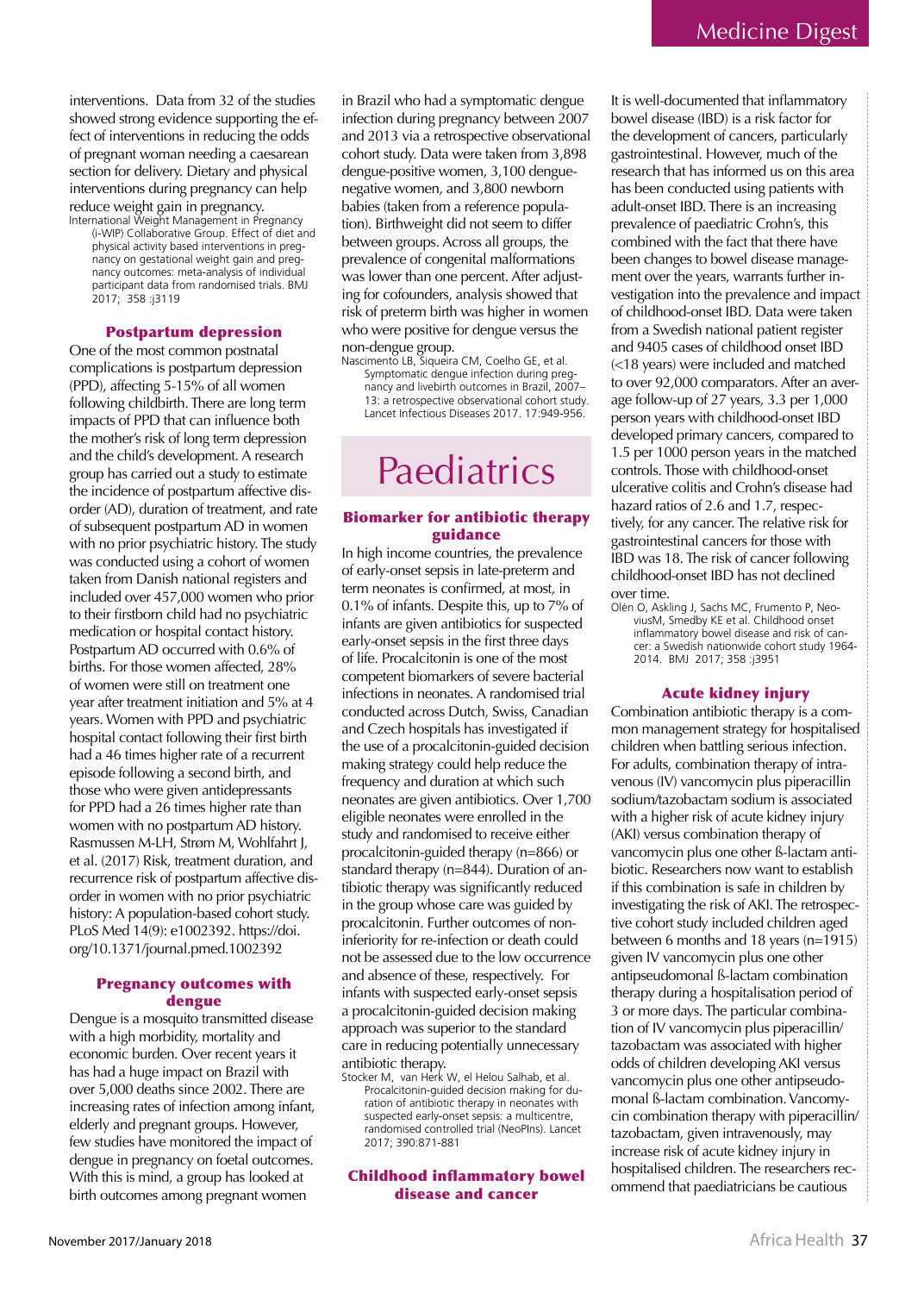interventions. Data from 32 of the studies showed strong evidence supporting the effect of interventions in reducing the odds of pregnant woman needing a caesarean section for delivery. Dietary and physical interventions during pregnancy can help reduce weight gain in pregnancy.

International Weight Management in Pregnancy (i-WIP) Collaborative Group. Effect of diet and physical activity based interventions in pregnancy on gestational weight gain and pregnancy outcomes: meta-analysis of individual participant data from randomised trials. BMJ 2017; 358 :j3119

### Postpartum depression

One of the most common postnatal complications is postpartum depression (PPD), affecting 5-15% of all women following childbirth. There are long term impacts of PPD that can influence both the mother's risk of long term depression and the child's development. A research group has carried out a study to estimate the incidence of postpartum affective disorder (AD), duration of treatment, and rate of subsequent postpartum AD in women with no prior psychiatric history. The study was conducted using a cohort of women taken from Danish national registers and included over 457,000 women who prior to their firstborn child had no psychiatric medication or hospital contact history. Postpartum AD occurred with 0.6% of births. For those women affected, 28% of women were still on treatment one year after treatment initiation and 5% at 4 years. Women with PPD and psychiatric hospital contact following their first birth had a 46 times higher rate of a recurrent episode following a second birth, and those who were given antidepressants for PPD had a 26 times higher rate than women with no postpartum AD history.

Rasmussen M-LH, Strøm M, Wohlfahrt J, et al. (2017) Risk, treatment duration, and recurrence risk of postpartum affective disorder in women with no prior psychiatric history: A population-based cohort study. PLoS Med 14(9): e1002392. https://doi.org/10.1371/journal.pmed.1002392

### Pregnancy outcomes with dengue

Dengue is a mosquito transmitted disease with a high morbidity, mortality and economic burden. Over recent years it has had a huge impact on Brazil with over 5,000 deaths since 2002. There are increasing rates of infection among infant, elderly and pregnant groups. However, few studies have monitored the impact of dengue in pregnancy on foetal outcomes. With this is mind, a group has looked at birth outcomes among pregnant women in Brazil who had a symptomatic dengue infection during pregnancy between 2007 and 2013 via a retrospective observational cohort study. Data were taken from 3,898 dengue-positive women, 3,100 dengue-negative women, and 3,800 newborn babies (taken from a reference population). Birthweight did not seem to differ between groups. Across all groups, the prevalence of congenital malformations was lower than one percent. After adjusting for cofounders, analysis showed that risk of preterm birth was higher in women who were positive for dengue versus the non-dengue group.

Nascimento LB, Siqueira CM, Coelho GE, et al. Symptomatic dengue infection during pregnancy and livebirth outcomes in Brazil, 2007–13: a retrospective observational cohort study. Lancet Infectious Diseases 2017. 17:949-956.

# Paediatrics

### Biomarker for antibiotic therapy guidance

In high income countries, the prevalence of early-onset sepsis in late-preterm and term neonates is confirmed, at most, in 0.1% of infants. Despite this, up to 7% of infants are given antibiotics for suspected early-onset sepsis in the first three days of life. Procalcitonin is one of the most competent biomarkers of severe bacterial infections in neonates. A randomised trial conducted across Dutch, Swiss, Canadian and Czech hospitals has investigated if the use of a procalcitonin-guided decision making strategy could help reduce the frequency and duration at which such neonates are given antibiotics. Over 1,700 eligible neonates were enrolled in the study and randomised to receive either procalcitonin-guided therapy (n=866) or standard therapy (n=844). Duration of antibiotic therapy was significantly reduced in the group whose care was guided by procalcitonin. Further outcomes of non-inferiority for re-infection or death could not be assessed due to the low occurrence and absence of these, respectively. For infants with suspected early-onset sepsis a procalcitonin-guided decision making approach was superior to the standard care in reducing potentially unnecessary antibiotic therapy.

Stocker M, van Herk W, el Helou Salhab, et al. Procalcitonin-guided decision making for duration of antibiotic therapy in neonates with suspected early-onset sepsis: a multicentre, randomised controlled trial (NeoPIns). Lancet 2017; 390:871-881

### Childhood inflammatory bowel disease and cancer

It is well-documented that inflammatory bowel disease (IBD) is a risk factor for the development of cancers, particularly gastrointestinal. However, much of the research that has informed us on this area has been conducted using patients with adult-onset IBD. There is an increasing prevalence of paediatric Crohn's, this combined with the fact that there have been changes to bowel disease management over the years, warrants further investigation into the prevalence and impact of childhood-onset IBD. Data were taken from a Swedish national patient register and 9405 cases of childhood onset IBD (<18 years) were included and matched to over 92,000 comparators. After an average follow-up of 27 years, 3.3 per 1,000 person years with childhood-onset IBD developed primary cancers, compared to 1.5 per 1000 person years in the matched controls. Those with childhood-onset ulcerative colitis and Crohn's disease had hazard ratios of 2.6 and 1.7, respectively, for any cancer. The relative risk for gastrointestinal cancers for those with IBD was 18. The risk of cancer following childhood-onset IBD has not declined over time.

Olén O, Askling J, Sachs MC, Frumento P, NeoviusM, Smedby KE et al. Childhood onset inflammatory bowel disease and risk of cancer: a Swedish nationwide cohort study 1964-2014. BMJ 2017; 358 :j3951

### Acute kidney injury

Combination antibiotic therapy is a common management strategy for hospitalised children when battling serious infection. For adults, combination therapy of intravenous (IV) vancomycin plus piperacillin sodium/tazobactam sodium is associated with a higher risk of acute kidney injury (AKI) versus combination therapy of vancomycin plus one other ß-lactam antibiotic. Researchers now want to establish if this combination is safe in children by investigating the risk of AKI. The retrospective cohort study included children aged between 6 months and 18 years (n=1915) given IV vancomycin plus one other antipseudomonal ß-lactam combination therapy during a hospitalisation period of 3 or more days. The particular combination of IV vancomycin plus piperacillin/tazobactam was associated with higher odds of children developing AKI versus vancomycin plus one other antipseudomonal ß-lactam combination. Vancomycin combination therapy with piperacillin/tazobactam, given intravenously, may increase risk of acute kidney injury in hospitalised children. The researchers recommend that paediatricians be cautious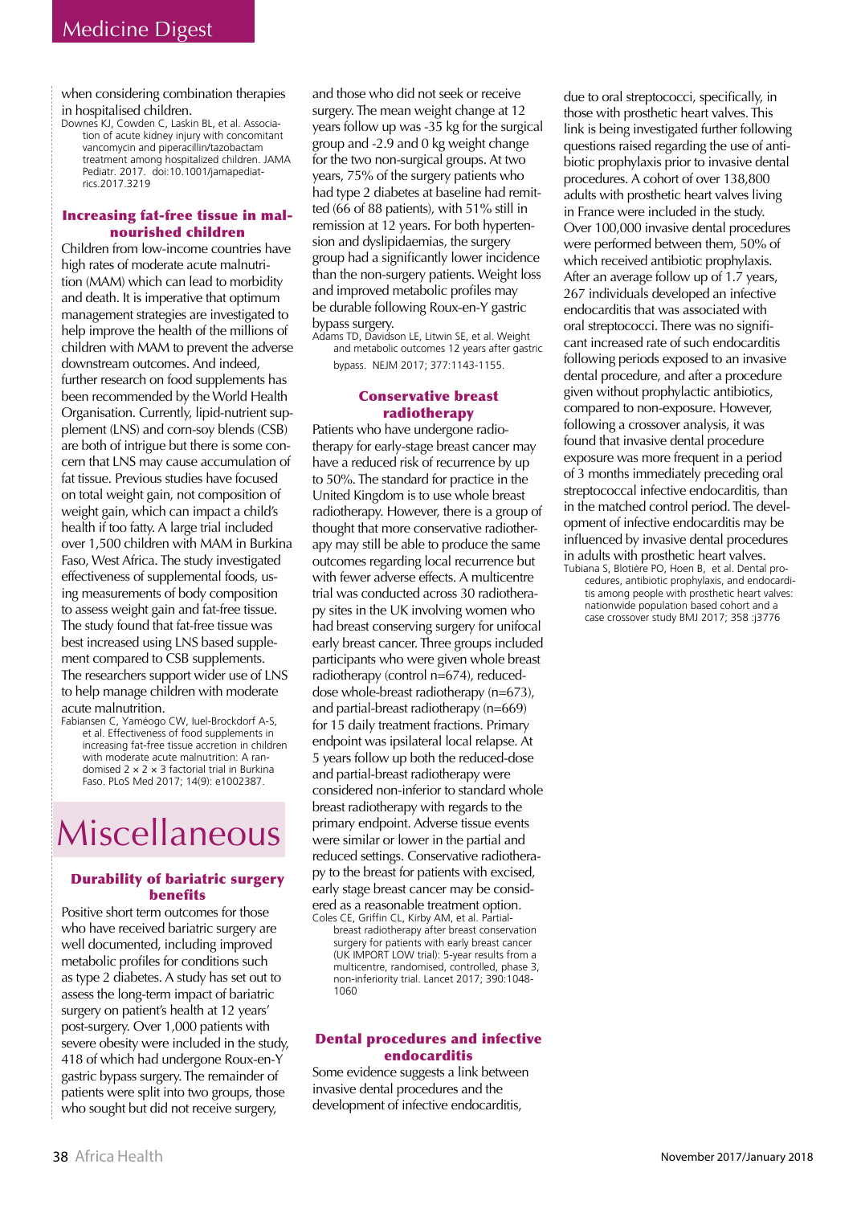when considering combination therapies in hospitalised children.

Downes KJ, Cowden C, Laskin BL, et al. Association of acute kidney injury with concomitant vancomycin and piperacillin/tazobactam treatment among hospitalized children. JAMA Pediatr. 2017. doi:10.1001/jamapediatrics.2017.3219

### Increasing fat-free tissue in malnourished children

Children from low-income countries have high rates of moderate acute malnutrition (MAM) which can lead to morbidity and death. It is imperative that optimum management strategies are investigated to help improve the health of the millions of children with MAM to prevent the adverse downstream outcomes. And indeed, further research on food supplements has been recommended by the World Health Organisation. Currently, lipid-nutrient supplement (LNS) and corn-soy blends (CSB) are both of intrigue but there is some concern that LNS may cause accumulation of fat tissue. Previous studies have focused on total weight gain, not composition of weight gain, which can impact a child's health if too fatty. A large trial included over 1,500 children with MAM in Burkina Faso, West Africa. The study investigated effectiveness of supplemental foods, using measurements of body composition to assess weight gain and fat-free tissue. The study found that fat-free tissue was best increased using LNS based supplement compared to CSB supplements. The researchers support wider use of LNS to help manage children with moderate acute malnutrition.

Fabiansen C, Yaméogo CW, Iuel-Brockdorf A-S, et al. Effectiveness of food supplements in increasing fat-free tissue accretion in children with moderate acute malnutrition: A randomised 2 × 2 × 3 factorial trial in Burkina Faso. PLoS Med 2017; 14(9): e1002387.

# Miscellaneous

### Durability of bariatric surgery benefits

Positive short term outcomes for those who have received bariatric surgery are well documented, including improved metabolic profiles for conditions such as type 2 diabetes. A study has set out to assess the long-term impact of bariatric surgery on patient's health at 12 years' post-surgery. Over 1,000 patients with severe obesity were included in the study, 418 of which had undergone Roux-en-Y gastric bypass surgery. The remainder of patients were split into two groups, those who sought but did not receive surgery, and those who did not seek or receive surgery. The mean weight change at 12 years follow up was -35 kg for the surgical group and -2.9 and 0 kg weight change for the two non-surgical groups. At two years, 75% of the surgery patients who had type 2 diabetes at baseline had remitted (66 of 88 patients), with 51% still in remission at 12 years. For both hypertension and dyslipidaemias, the surgery group had a significantly lower incidence than the non-surgery patients. Weight loss and improved metabolic profiles may be durable following Roux-en-Y gastric bypass surgery.

Adams TD, Davidson LE, Litwin SE, et al. Weight and metabolic outcomes 12 years after gastric bypass. NEJM 2017; 377:1143-1155.

### Conservative breast radiotherapy

Patients who have undergone radiotherapy for early-stage breast cancer may have a reduced risk of recurrence by up to 50%. The standard for practice in the United Kingdom is to use whole breast radiotherapy. However, there is a group of thought that more conservative radiotherapy may still be able to produce the same outcomes regarding local recurrence but with fewer adverse effects. A multicentre trial was conducted across 30 radiotherapy sites in the UK involving women who had breast conserving surgery for unifocal early breast cancer. Three groups included participants who were given whole breast radiotherapy (control n=674), reduced-dose whole-breast radiotherapy (n=673), and partial-breast radiotherapy (n=669) for 15 daily treatment fractions. Primary endpoint was ipsilateral local relapse. At 5 years follow up both the reduced-dose and partial-breast radiotherapy were considered non-inferior to standard whole breast radiotherapy with regards to the primary endpoint. Adverse tissue events were similar or lower in the partial and reduced settings. Conservative radiotherapy to the breast for patients with excised, early stage breast cancer may be considered as a reasonable treatment option.

Coles CE, Griffin CL, Kirby AM, et al. Partial-breast radiotherapy after breast conservation surgery for patients with early breast cancer (UK IMPORT LOW trial): 5-year results from a multicentre, randomised, controlled, phase 3, non-inferiority trial. Lancet 2017; 390:1048-1060

### Dental procedures and infective endocarditis

Some evidence suggests a link between invasive dental procedures and the development of infective endocarditis, due to oral streptococci, specifically, in those with prosthetic heart valves. This link is being investigated further following questions raised regarding the use of antibiotic prophylaxis prior to invasive dental procedures. A cohort of over 138,800 adults with prosthetic heart valves living in France were included in the study. Over 100,000 invasive dental procedures were performed between them, 50% of which received antibiotic prophylaxis. After an average follow up of 1.7 years, 267 individuals developed an infective endocarditis that was associated with oral streptococci. There was no significant increased rate of such endocarditis following periods exposed to an invasive dental procedure, and after a procedure given without prophylactic antibiotics, compared to non-exposure. However, following a crossover analysis, it was found that invasive dental procedure exposure was more frequent in a period of 3 months immediately preceding oral streptococcal infective endocarditis, than in the matched control period. The development of infective endocarditis may be influenced by invasive dental procedures in adults with prosthetic heart valves.

Tubiana S, Blotière PO, Hoen B, et al. Dental procedures, antibiotic prophylaxis, and endocarditis among people with prosthetic heart valves: nationwide population based cohort and a case crossover study BMJ 2017; 358 :j3776